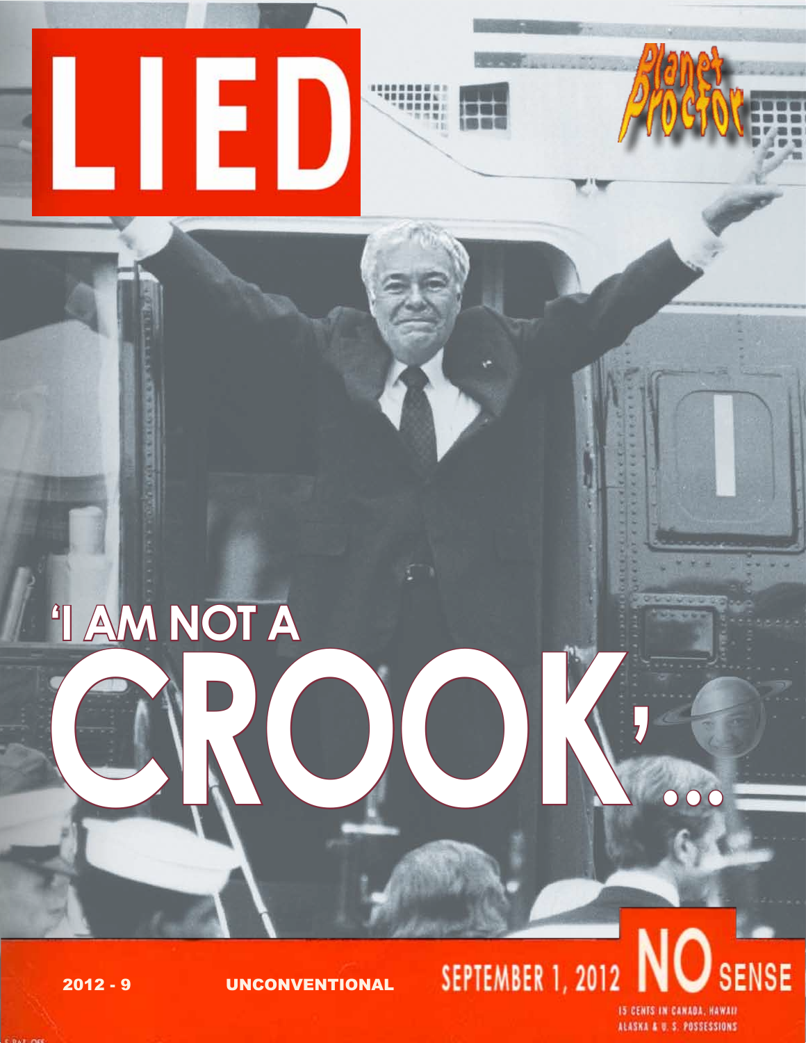# LIED

Planet Proctor

## 'I AM NOT A CROOK'...

2012 - 9 UNCONVENTIONAL SEPTEMBER 1, 2012 NO SENSE

15 CENTS IN CANADA, HAWAII ALASKA & U. S. POSSESSIONS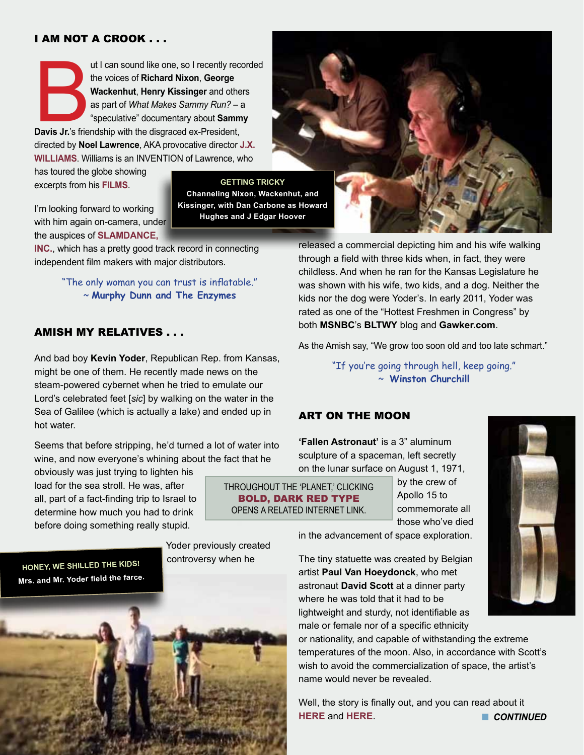## I AM NOT A CROOK . . .

But I can sound like one, so I recently recorded the voices of **Richard Nixon**, **George Wackenhut**, **Henry Kissinger** and others as part of *What Makes Sammy Run?* – a "speculative" documentary about **Sammy Davis Jr.**'s friendship with the disgraced ex-President, directed by **Noel Lawrence**, AKA provocative director **J.X. WILLIAMS**. Williams is an INVENTION of Lawrence, who has toured the globe showing excerpts from his **FILMS**.

I'm looking forward to working with him again on-camera, under the auspices of **SLAMDANCE, INC.**, which has a pretty good track record in connecting independent film makers with major distributors.

**GETTING TRICKY**
Channeling Nixon, Wackenhut, and Kissinger, with Dan Carbone as Howard Hughes and J Edgar Hoover

"The only woman you can trust is inflatable."
~ **Murphy Dunn and The Enzymes**

## AMISH MY RELATIVES . . .

And bad boy **Kevin Yoder**, Republican Rep. from Kansas, might be one of them. He recently made news on the steam-powered cybernet when he tried to emulate our Lord's celebrated feet [*sic*] by walking on the water in the Sea of Galilee (which is actually a lake) and ended up in hot water.

Seems that before stripping, he'd turned a lot of water into wine, and now everyone's whining about the fact that he obviously was just trying to lighten his load for the sea stroll. He was, after all, part of a fact-finding trip to Israel to determine how much you had to drink before doing something really stupid.

THROUGHOUT THE 'PLANET,' CLICKING **BOLD, DARK RED TYPE** OPENS A RELATED INTERNET LINK.

Yoder previously created controversy when he released a commercial depicting him and his wife walking through a field with three kids when, in fact, they were childless. And when he ran for the Kansas Legislature he was shown with his wife, two kids, and a dog. Neither the kids nor the dog were Yoder's. In early 2011, Yoder was rated as one of the "Hottest Freshmen in Congress" by both **MSNBC**'s **BLTWY** blog and **Gawker.com**.

**HONEY, WE SHILLED THE KIDS!**
Mrs. and Mr. Yoder field the farce.

As the Amish say, "We grow too soon old and too late schmart."

"If you're going through hell, keep going."
~ **Winston Churchill**

## ART ON THE MOON

**'Fallen Astronaut'** is a 3" aluminum sculpture of a spaceman, left secretly on the lunar surface on August 1, 1971, by the crew of Apollo 15 to commemorate all those who've died in the advancement of space exploration.

The tiny statuette was created by Belgian artist **Paul Van Hoeydonck**, who met astronaut **David Scott** at a dinner party where he was told that it had to be lightweight and sturdy, not identifiable as male or female nor of a specific ethnicity or nationality, and capable of withstanding the extreme temperatures of the moon. Also, in accordance with Scott's wish to avoid the commercialization of space, the artist's name would never be revealed.

Well, the story is finally out, and you can read about it **HERE** and **HERE**.

***CONTINUED***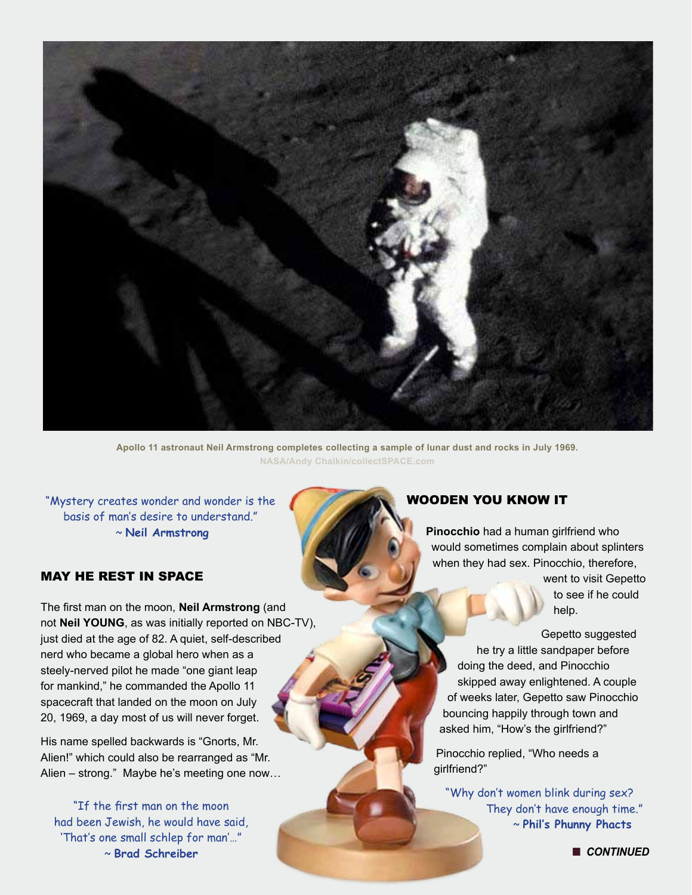Apollo 11 astronaut Neil Armstrong completes collecting a sample of lunar dust and rocks in July 1969.
NASA/Andy Chaikin/collectSPACE.com

"Mystery creates wonder and wonder is the basis of man's desire to understand."
~ **Neil Armstrong**

## MAY HE REST IN SPACE

The first man on the moon, **Neil Armstrong** (and not **Neil YOUNG**, as was initially reported on NBC-TV), just died at the age of 82. A quiet, self-described nerd who became a global hero when as a steely-nerved pilot he made "one giant leap for mankind," he commanded the Apollo 11 spacecraft that landed on the moon on July 20, 1969, a day most of us will never forget.

His name spelled backwards is "Gnorts, Mr. Alien!" which could also be rearranged as "Mr. Alien – strong." Maybe he's meeting one now…

"If the first man on the moon had been Jewish, he would have said, 'That's one small schlep for man'…"
~ **Brad Schreiber**

## WOODEN YOU KNOW IT

**Pinocchio** had a human girlfriend who would sometimes complain about splinters when they had sex. Pinocchio, therefore, went to visit Gepetto to see if he could help.

Gepetto suggested he try a little sandpaper before doing the deed, and Pinocchio skipped away enlightened. A couple of weeks later, Gepetto saw Pinocchio bouncing happily through town and asked him, "How's the girlfriend?"

Pinocchio replied, "Who needs a girlfriend?"

"Why don't women blink during sex? They don't have enough time."
~ **Phil's Phunny Phacts**

■ ***CONTINUED***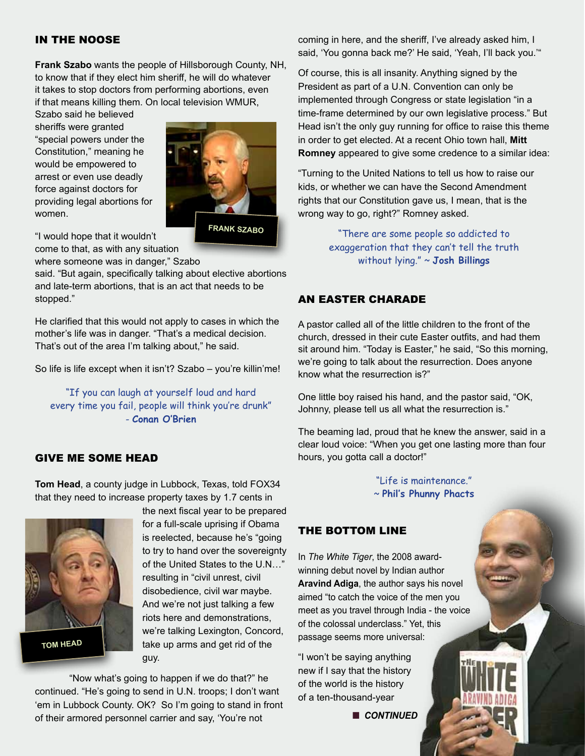## IN THE NOOSE

**Frank Szabo** wants the people of Hillsborough County, NH, to know that if they elect him sheriff, he will do whatever it takes to stop doctors from performing abortions, even if that means killing them. On local television WMUR, Szabo said he believed sheriffs were granted "special powers under the Constitution," meaning he would be empowered to arrest or even use deadly force against doctors for providing legal abortions for women.

FRANK SZABO

"I would hope that it wouldn't come to that, as with any situation where someone was in danger," Szabo said. "But again, specifically talking about elective abortions and late-term abortions, that is an act that needs to be stopped."

He clarified that this would not apply to cases in which the mother's life was in danger. "That's a medical decision. That's out of the area I'm talking about," he said.

So life is life except when it isn't? Szabo – you're killin'me!

"If you can laugh at yourself loud and hard every time you fail, people will think you're drunk" - **Conan O'Brien**

## GIVE ME SOME HEAD

**Tom Head**, a county judge in Lubbock, Texas, told FOX34 that they need to increase property taxes by 1.7 cents in the next fiscal year to be prepared for a full-scale uprising if Obama is reelected, because he's "going to try to hand over the sovereignty of the United States to the U.N…" resulting in "civil unrest, civil disobedience, civil war maybe. And we're not just talking a few riots here and demonstrations, we're talking Lexington, Concord, take up arms and get rid of the guy.

TOM HEAD

"Now what's going to happen if we do that?" he continued. "He's going to send in U.N. troops; I don't want 'em in Lubbock County. OK? So I'm going to stand in front of their armored personnel carrier and say, 'You're not coming in here, and the sheriff, I've already asked him, I said, 'You gonna back me?' He said, 'Yeah, I'll back you.'"

Of course, this is all insanity. Anything signed by the President as part of a U.N. Convention can only be implemented through Congress or state legislation "in a time-frame determined by our own legislative process." But Head isn't the only guy running for office to raise this theme in order to get elected. At a recent Ohio town hall, **Mitt Romney** appeared to give some credence to a similar idea:

"Turning to the United Nations to tell us how to raise our kids, or whether we can have the Second Amendment rights that our Constitution gave us, I mean, that is the wrong way to go, right?" Romney asked.

"There are some people so addicted to exaggeration that they can't tell the truth without lying." ~ **Josh Billings**

## AN EASTER CHARADE

A pastor called all of the little children to the front of the church, dressed in their cute Easter outfits, and had them sit around him. "Today is Easter," he said, "So this morning, we're going to talk about the resurrection. Does anyone know what the resurrection is?"

One little boy raised his hand, and the pastor said, "OK, Johnny, please tell us all what the resurrection is."

The beaming lad, proud that he knew the answer, said in a clear loud voice: "When you get one lasting more than four hours, you gotta call a doctor!"

"Life is maintenance." ~ **Phil's Phunny Phacts**

## THE BOTTOM LINE

In *The White Tiger*, the 2008 award-winning debut novel by Indian author **Aravind Adiga**, the author says his novel aimed "to catch the voice of the men you meet as you travel through India - the voice of the colossal underclass." Yet, this passage seems more universal:

"I won't be saying anything new if I say that the history of the world is the history of a ten-thousand-year

***CONTINUED***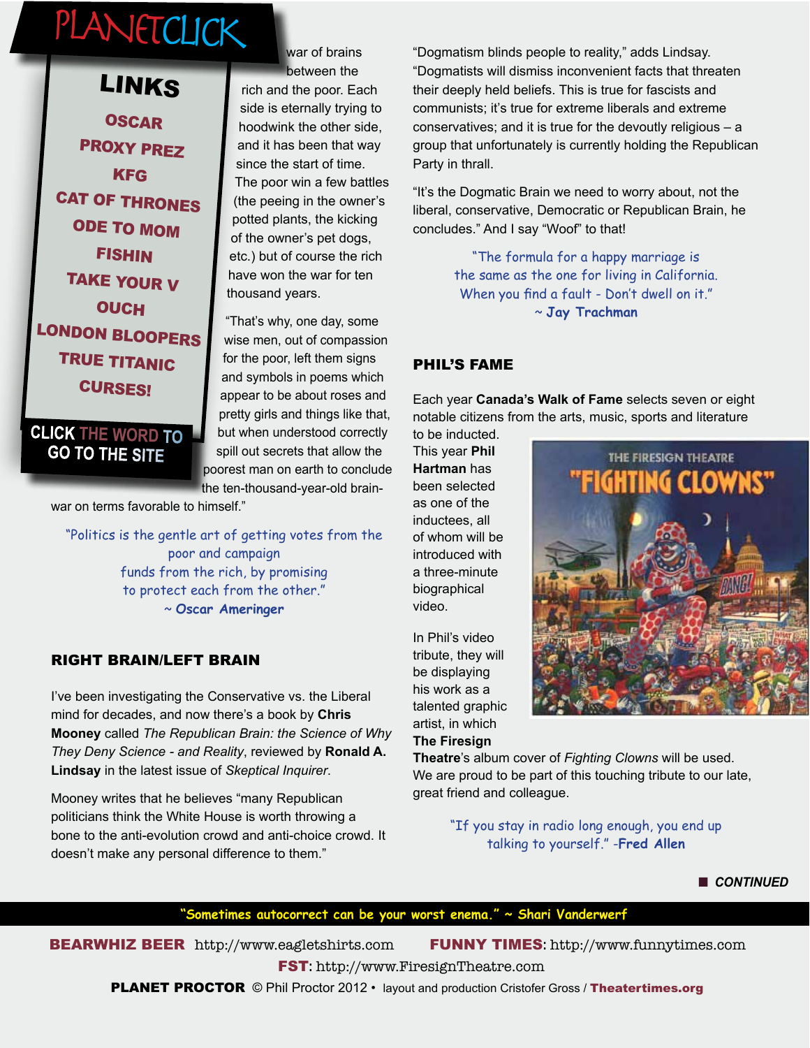# PLANETCLICK

## LINKS

OSCAR
PROXY PREZ
KFG
CAT OF THRONES
ODE TO MOM
FISHIN
TAKE YOUR V
OUCH
LONDON BLOOPERS
TRUE TITANIC
CURSES!

CLICK THE WORD TO GO TO THE SITE

war of brains between the rich and the poor. Each side is eternally trying to hoodwink the other side, and it has been that way since the start of time. The poor win a few battles (the peeing in the owner's potted plants, the kicking of the owner's pet dogs, etc.) but of course the rich have won the war for ten thousand years.

"That's why, one day, some wise men, out of compassion for the poor, left them signs and symbols in poems which appear to be about roses and pretty girls and things like that, but when understood correctly spill out secrets that allow the poorest man on earth to conclude the ten-thousand-year-old brain-war on terms favorable to himself."

"Politics is the gentle art of getting votes from the poor and campaign funds from the rich, by promising to protect each from the other." ~ **Oscar Ameringer**

## RIGHT BRAIN/LEFT BRAIN

I've been investigating the Conservative vs. the Liberal mind for decades, and now there's a book by **Chris Mooney** called *The Republican Brain: the Science of Why They Deny Science - and Reality*, reviewed by **Ronald A. Lindsay** in the latest issue of *Skeptical Inquirer*.

Mooney writes that he believes "many Republican politicians think the White House is worth throwing a bone to the anti-evolution crowd and anti-choice crowd. It doesn't make any personal difference to them."

"Dogmatism blinds people to reality," adds Lindsay. "Dogmatists will dismiss inconvenient facts that threaten their deeply held beliefs. This is true for fascists and communists; it's true for extreme liberals and extreme conservatives; and it is true for the devoutly religious – a group that unfortunately is currently holding the Republican Party in thrall.

"It's the Dogmatic Brain we need to worry about, not the liberal, conservative, Democratic or Republican Brain, he concludes." And I say "Woof" to that!

"The formula for a happy marriage is the same as the one for living in California. When you find a fault - Don't dwell on it." ~ **Jay Trachman**

## PHIL'S FAME

Each year **Canada's Walk of Fame** selects seven or eight notable citizens from the arts, music, sports and literature to be inducted. This year **Phil Hartman** has been selected as one of the inductees, all of whom will be introduced with a three-minute biographical video.

In Phil's video tribute, they will be displaying his work as a talented graphic artist, in which **The Firesign Theatre**'s album cover of *Fighting Clowns* will be used. We are proud to be part of this touching tribute to our late, great friend and colleague.

"If you stay in radio long enough, you end up talking to yourself." -**Fred Allen**

**CONTINUED**

"Sometimes autocorrect can be your worst enema." ~ Shari Vanderwerf

**BEARWHIZ BEER** http://www.eagletshirts.com **FUNNY TIMES**: http://www.funnytimes.com
**FST**: http://www.FiresignTheatre.com
**PLANET PROCTOR** © Phil Proctor 2012 • layout and production Cristofer Gross / **Theatertimes.org**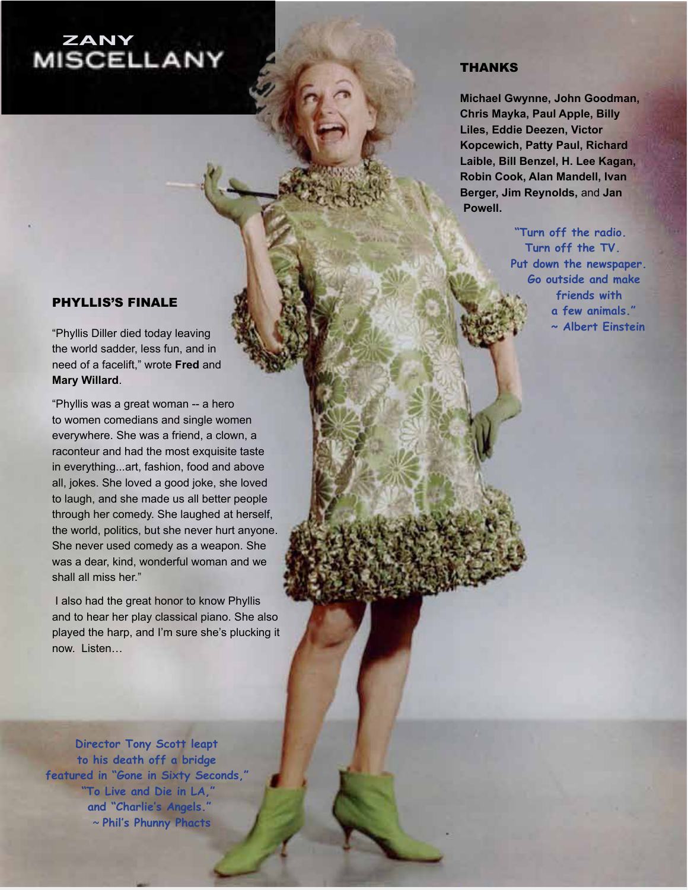## ZANY MISCELLANY

### THANKS

**Michael Gwynne, John Goodman, Chris Mayka, Paul Apple, Billy Liles, Eddie Deezen, Victor Kopcewich, Patty Paul, Richard Laible, Bill Benzel, H. Lee Kagan, Robin Cook, Alan Mandell, Ivan Berger, Jim Reynolds,** and **Jan Powell.**

"Turn off the radio.
Turn off the TV.
Put down the newspaper.
Go outside and make friends with a few animals."
~ Albert Einstein

### PHYLLIS'S FINALE

"Phyllis Diller died today leaving the world sadder, less fun, and in need of a facelift," wrote **Fred** and **Mary Willard**.

"Phyllis was a great woman -- a hero to women comedians and single women everywhere. She was a friend, a clown, a raconteur and had the most exquisite taste in everything...art, fashion, food and above all, jokes. She loved a good joke, she loved to laugh, and she made us all better people through her comedy. She laughed at herself, the world, politics, but she never hurt anyone. She never used comedy as a weapon. She was a dear, kind, wonderful woman and we shall all miss her."

I also had the great honor to know Phyllis and to hear her play classical piano. She also played the harp, and I'm sure she's plucking it now. Listen…

Director Tony Scott leapt to his death off a bridge featured in "Gone in Sixty Seconds," "To Live and Die in LA," and "Charlie's Angels."
~ Phil's Phunny Phacts